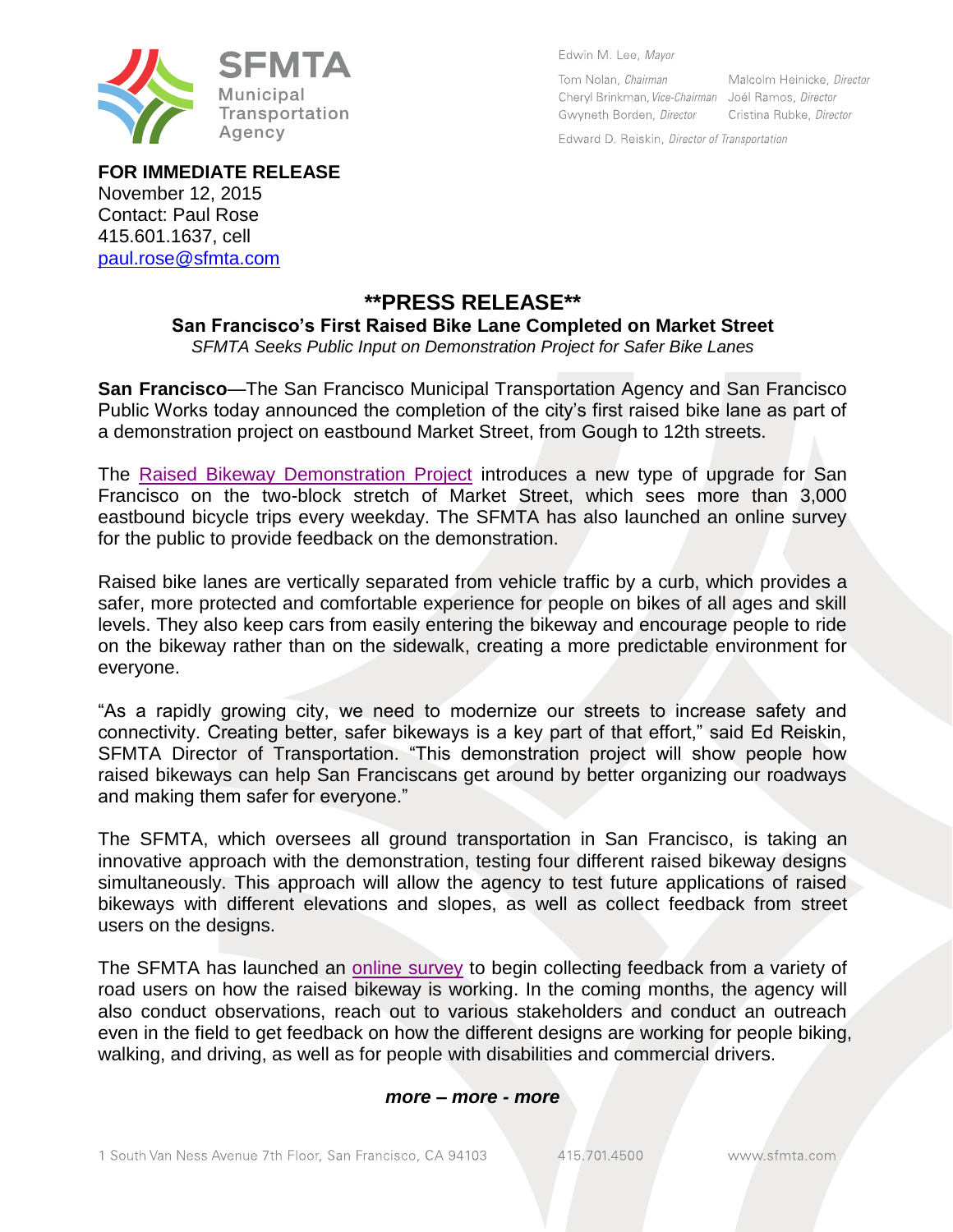SFMTA
Municipal Transportation Agency

Edwin M. Lee, *Mayor*

Tom Nolan, *Chairman*
Cheryl Brinkman, *Vice-Chairman*
Gwyneth Borden, *Director*
Malcolm Heinicke, *Director*
Joél Ramos, *Director*
Cristina Rubke, *Director*

Edward D. Reiskin, *Director of Transportation*

**FOR IMMEDIATE RELEASE**
November 12, 2015
Contact: Paul Rose
415.601.1637, cell
paul.rose@sfmta.com

# **PRESS RELEASE**

## San Francisco's First Raised Bike Lane Completed on Market Street

*SFMTA Seeks Public Input on Demonstration Project for Safer Bike Lanes*

**San Francisco**—The San Francisco Municipal Transportation Agency and San Francisco Public Works today announced the completion of the city's first raised bike lane as part of a demonstration project on eastbound Market Street, from Gough to 12th streets.

The Raised Bikeway Demonstration Project introduces a new type of upgrade for San Francisco on the two-block stretch of Market Street, which sees more than 3,000 eastbound bicycle trips every weekday. The SFMTA has also launched an online survey for the public to provide feedback on the demonstration.

Raised bike lanes are vertically separated from vehicle traffic by a curb, which provides a safer, more protected and comfortable experience for people on bikes of all ages and skill levels. They also keep cars from easily entering the bikeway and encourage people to ride on the bikeway rather than on the sidewalk, creating a more predictable environment for everyone.

"As a rapidly growing city, we need to modernize our streets to increase safety and connectivity. Creating better, safer bikeways is a key part of that effort," said Ed Reiskin, SFMTA Director of Transportation. "This demonstration project will show people how raised bikeways can help San Franciscans get around by better organizing our roadways and making them safer for everyone."

The SFMTA, which oversees all ground transportation in San Francisco, is taking an innovative approach with the demonstration, testing four different raised bikeway designs simultaneously. This approach will allow the agency to test future applications of raised bikeways with different elevations and slopes, as well as collect feedback from street users on the designs.

The SFMTA has launched an online survey to begin collecting feedback from a variety of road users on how the raised bikeway is working. In the coming months, the agency will also conduct observations, reach out to various stakeholders and conduct an outreach even in the field to get feedback on how the different designs are working for people biking, walking, and driving, as well as for people with disabilities and commercial drivers.

***more – more - more***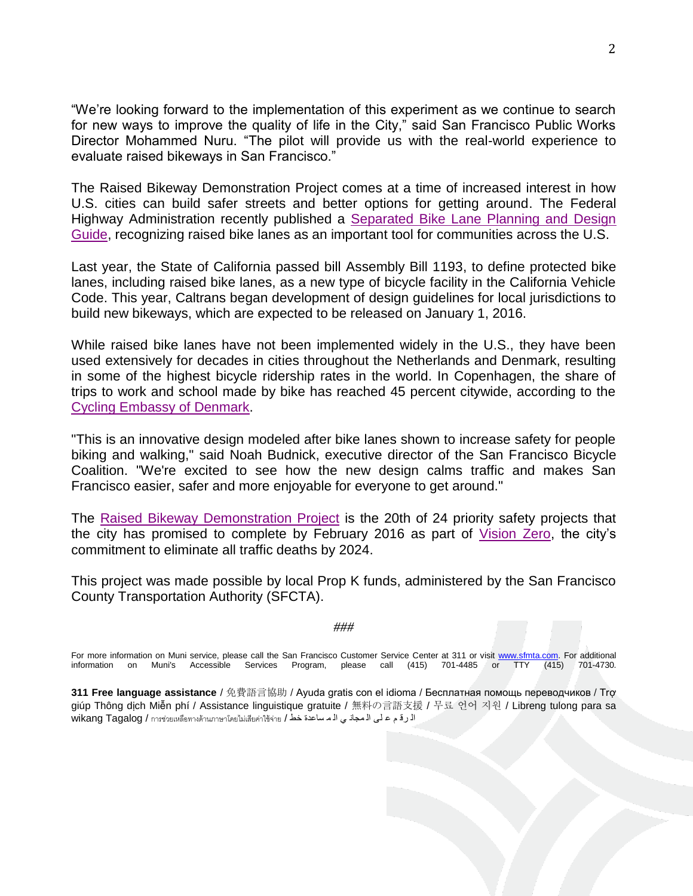“We’re looking forward to the implementation of this experiment as we continue to search for new ways to improve the quality of life in the City,” said San Francisco Public Works Director Mohammed Nuru. “The pilot will provide us with the real-world experience to evaluate raised bikeways in San Francisco.”

The Raised Bikeway Demonstration Project comes at a time of increased interest in how U.S. cities can build safer streets and better options for getting around. The Federal Highway Administration recently published a Separated Bike Lane Planning and Design Guide, recognizing raised bike lanes as an important tool for communities across the U.S.

Last year, the State of California passed bill Assembly Bill 1193, to define protected bike lanes, including raised bike lanes, as a new type of bicycle facility in the California Vehicle Code. This year, Caltrans began development of design guidelines for local jurisdictions to build new bikeways, which are expected to be released on January 1, 2016.

While raised bike lanes have not been implemented widely in the U.S., they have been used extensively for decades in cities throughout the Netherlands and Denmark, resulting in some of the highest bicycle ridership rates in the world. In Copenhagen, the share of trips to work and school made by bike has reached 45 percent citywide, according to the Cycling Embassy of Denmark.

"This is an innovative design modeled after bike lanes shown to increase safety for people biking and walking," said Noah Budnick, executive director of the San Francisco Bicycle Coalition. "We're excited to see how the new design calms traffic and makes San Francisco easier, safer and more enjoyable for everyone to get around."

The Raised Bikeway Demonstration Project is the 20th of 24 priority safety projects that the city has promised to complete by February 2016 as part of Vision Zero, the city’s commitment to eliminate all traffic deaths by 2024.

This project was made possible by local Prop K funds, administered by the San Francisco County Transportation Authority (SFCTA).

###

For more information on Muni service, please call the San Francisco Customer Service Center at 311 or visit www.sfmta.com. For additional information on Muni's Accessible Services Program, please call (415) 701-4485 or TTY (415) 701-4730.

**311 Free language assistance** / 免費語言協助 / Ayuda gratis con el idioma / Бесплатная помощь переводчиков / Trợ giúp Thông dịch Miễn phí / Assistance linguistique gratuite / 無料の言語支援 / 무료 언어 지원 / Libreng tulong para sa wikang Tagalog / การช่วยเหลือทางด้านภาษาโดยไม่เสียค่าใช้จ่าย / الرقم على المجاني المساعدة خط